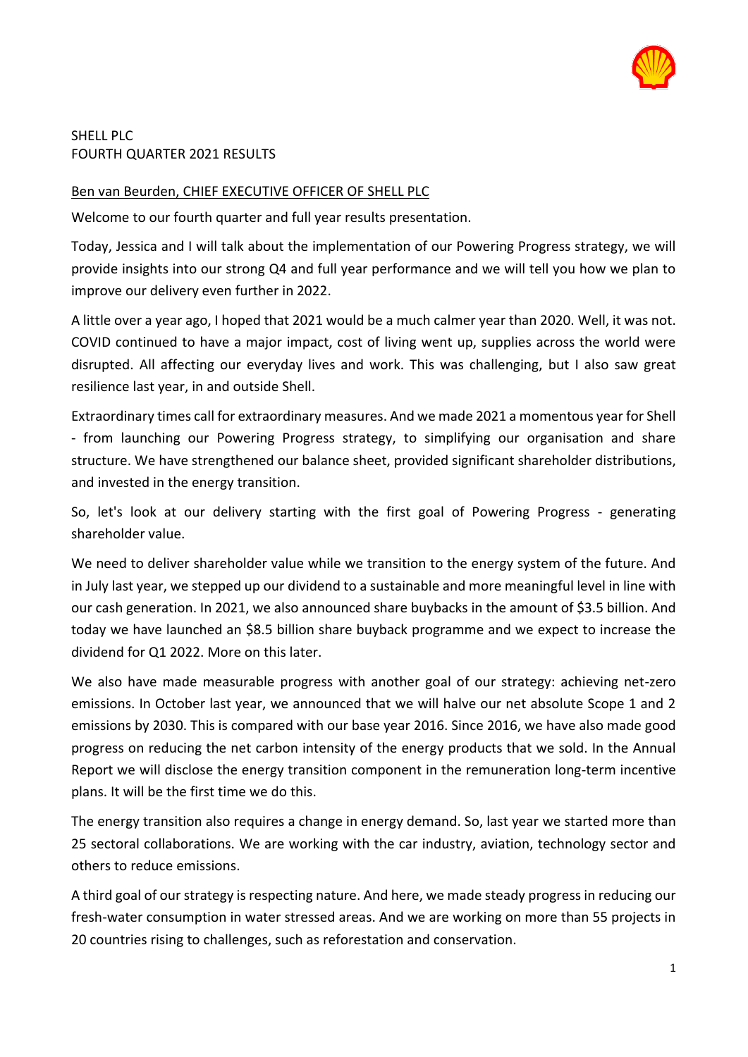SHELL PLC

FOURTH QUARTER 2021 RESULTS

Ben van Beurden, CHIEF EXECUTIVE OFFICER OF SHELL PLC

Welcome to our fourth quarter and full year results presentation.

Today, Jessica and I will talk about the implementation of our Powering Progress strategy, we will provide insights into our strong Q4 and full year performance and we will tell you how we plan to improve our delivery even further in 2022.

A little over a year ago, I hoped that 2021 would be a much calmer year than 2020. Well, it was not. COVID continued to have a major impact, cost of living went up, supplies across the world were disrupted. All affecting our everyday lives and work. This was challenging, but I also saw great resilience last year, in and outside Shell.

Extraordinary times call for extraordinary measures. And we made 2021 a momentous year for Shell - from launching our Powering Progress strategy, to simplifying our organisation and share structure. We have strengthened our balance sheet, provided significant shareholder distributions, and invested in the energy transition.

So, let's look at our delivery starting with the first goal of Powering Progress - generating shareholder value.

We need to deliver shareholder value while we transition to the energy system of the future. And in July last year, we stepped up our dividend to a sustainable and more meaningful level in line with our cash generation. In 2021, we also announced share buybacks in the amount of $3.5 billion. And today we have launched an $8.5 billion share buyback programme and we expect to increase the dividend for Q1 2022. More on this later.

We also have made measurable progress with another goal of our strategy: achieving net-zero emissions. In October last year, we announced that we will halve our net absolute Scope 1 and 2 emissions by 2030. This is compared with our base year 2016. Since 2016, we have also made good progress on reducing the net carbon intensity of the energy products that we sold. In the Annual Report we will disclose the energy transition component in the remuneration long-term incentive plans. It will be the first time we do this.

The energy transition also requires a change in energy demand. So, last year we started more than 25 sectoral collaborations. We are working with the car industry, aviation, technology sector and others to reduce emissions.

A third goal of our strategy is respecting nature. And here, we made steady progress in reducing our fresh-water consumption in water stressed areas. And we are working on more than 55 projects in 20 countries rising to challenges, such as reforestation and conservation.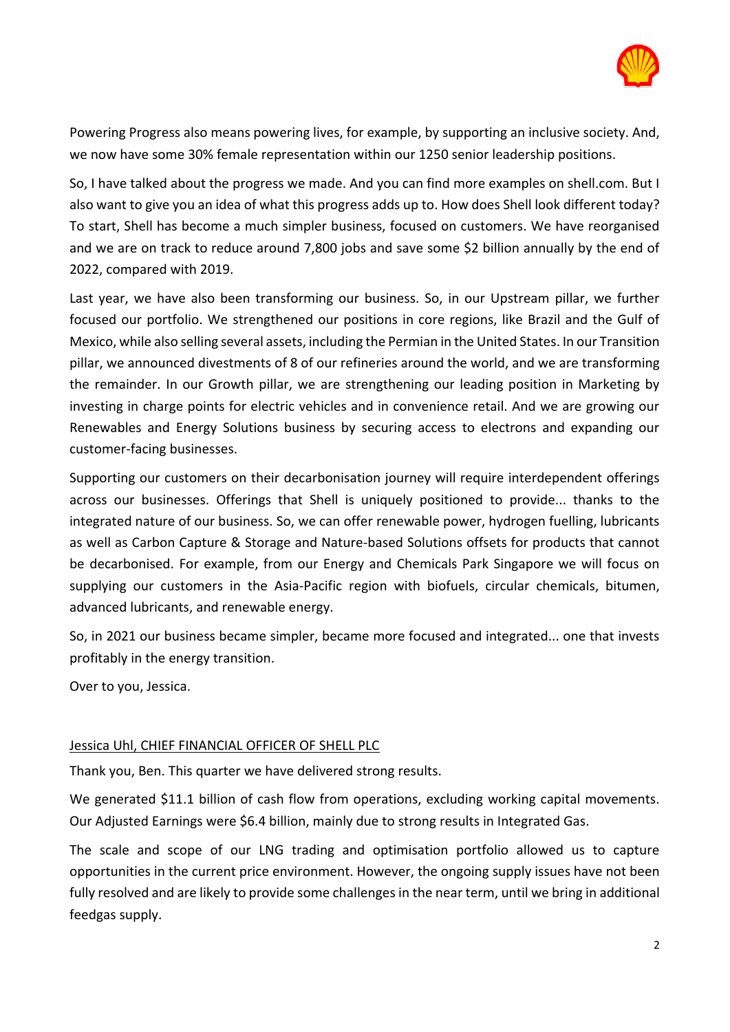Powering Progress also means powering lives, for example, by supporting an inclusive society. And, we now have some 30% female representation within our 1250 senior leadership positions.

So, I have talked about the progress we made. And you can find more examples on shell.com. But I also want to give you an idea of what this progress adds up to. How does Shell look different today? To start, Shell has become a much simpler business, focused on customers. We have reorganised and we are on track to reduce around 7,800 jobs and save some $2 billion annually by the end of 2022, compared with 2019.

Last year, we have also been transforming our business. So, in our Upstream pillar, we further focused our portfolio. We strengthened our positions in core regions, like Brazil and the Gulf of Mexico, while also selling several assets, including the Permian in the United States. In our Transition pillar, we announced divestments of 8 of our refineries around the world, and we are transforming the remainder. In our Growth pillar, we are strengthening our leading position in Marketing by investing in charge points for electric vehicles and in convenience retail. And we are growing our Renewables and Energy Solutions business by securing access to electrons and expanding our customer-facing businesses.

Supporting our customers on their decarbonisation journey will require interdependent offerings across our businesses. Offerings that Shell is uniquely positioned to provide... thanks to the integrated nature of our business. So, we can offer renewable power, hydrogen fuelling, lubricants as well as Carbon Capture & Storage and Nature-based Solutions offsets for products that cannot be decarbonised. For example, from our Energy and Chemicals Park Singapore we will focus on supplying our customers in the Asia-Pacific region with biofuels, circular chemicals, bitumen, advanced lubricants, and renewable energy.

So, in 2021 our business became simpler, became more focused and integrated... one that invests profitably in the energy transition.

Over to you, Jessica.

Jessica Uhl, CHIEF FINANCIAL OFFICER OF SHELL PLC

Thank you, Ben. This quarter we have delivered strong results.

We generated $11.1 billion of cash flow from operations, excluding working capital movements. Our Adjusted Earnings were $6.4 billion, mainly due to strong results in Integrated Gas.

The scale and scope of our LNG trading and optimisation portfolio allowed us to capture opportunities in the current price environment. However, the ongoing supply issues have not been fully resolved and are likely to provide some challenges in the near term, until we bring in additional feedgas supply.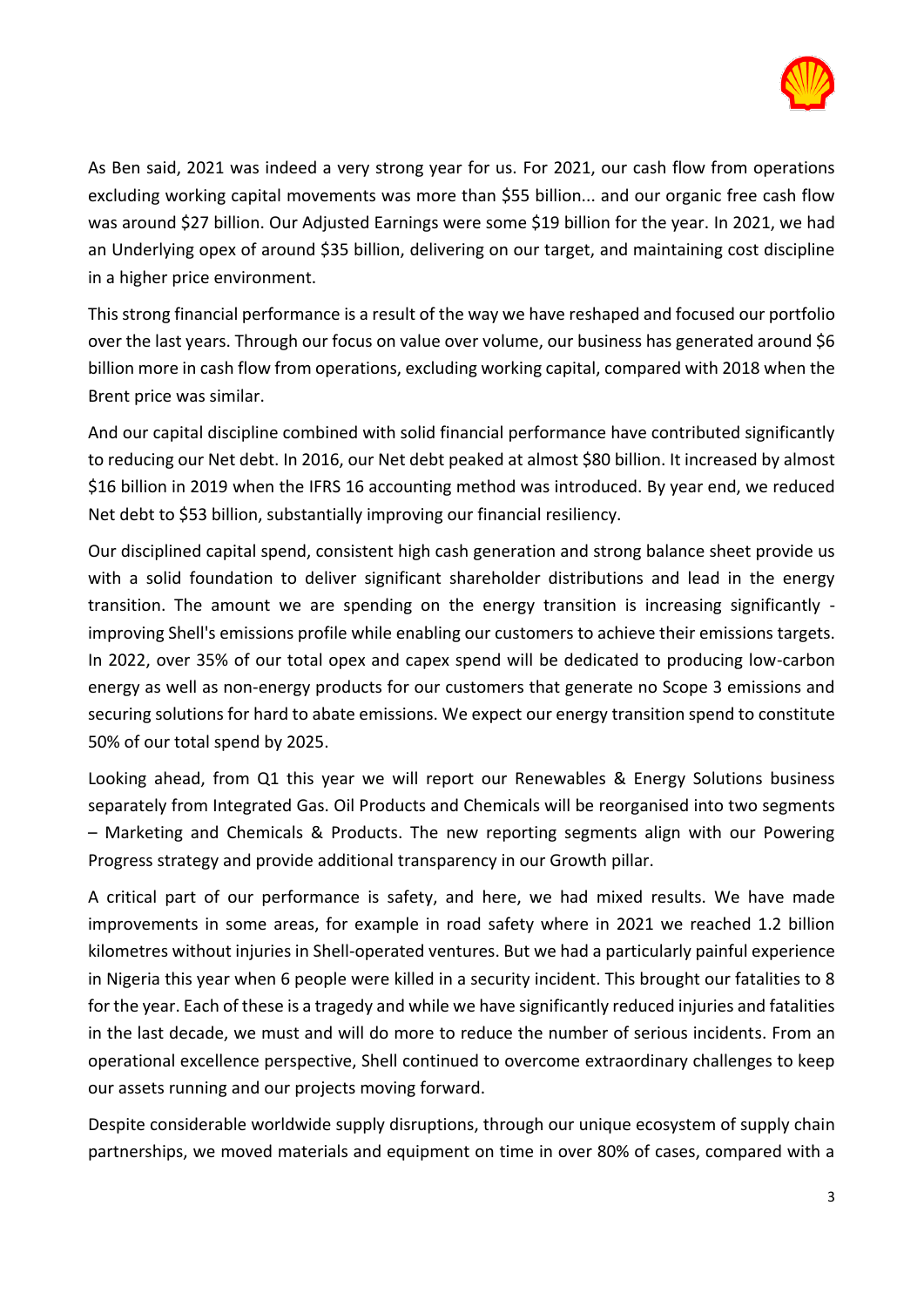As Ben said, 2021 was indeed a very strong year for us. For 2021, our cash flow from operations excluding working capital movements was more than $55 billion... and our organic free cash flow was around $27 billion. Our Adjusted Earnings were some $19 billion for the year. In 2021, we had an Underlying opex of around $35 billion, delivering on our target, and maintaining cost discipline in a higher price environment.

This strong financial performance is a result of the way we have reshaped and focused our portfolio over the last years. Through our focus on value over volume, our business has generated around $6 billion more in cash flow from operations, excluding working capital, compared with 2018 when the Brent price was similar.

And our capital discipline combined with solid financial performance have contributed significantly to reducing our Net debt. In 2016, our Net debt peaked at almost $80 billion. It increased by almost $16 billion in 2019 when the IFRS 16 accounting method was introduced. By year end, we reduced Net debt to $53 billion, substantially improving our financial resiliency.

Our disciplined capital spend, consistent high cash generation and strong balance sheet provide us with a solid foundation to deliver significant shareholder distributions and lead in the energy transition. The amount we are spending on the energy transition is increasing significantly - improving Shell's emissions profile while enabling our customers to achieve their emissions targets. In 2022, over 35% of our total opex and capex spend will be dedicated to producing low-carbon energy as well as non-energy products for our customers that generate no Scope 3 emissions and securing solutions for hard to abate emissions. We expect our energy transition spend to constitute 50% of our total spend by 2025.

Looking ahead, from Q1 this year we will report our Renewables & Energy Solutions business separately from Integrated Gas. Oil Products and Chemicals will be reorganised into two segments – Marketing and Chemicals & Products. The new reporting segments align with our Powering Progress strategy and provide additional transparency in our Growth pillar.

A critical part of our performance is safety, and here, we had mixed results. We have made improvements in some areas, for example in road safety where in 2021 we reached 1.2 billion kilometres without injuries in Shell-operated ventures. But we had a particularly painful experience in Nigeria this year when 6 people were killed in a security incident. This brought our fatalities to 8 for the year. Each of these is a tragedy and while we have significantly reduced injuries and fatalities in the last decade, we must and will do more to reduce the number of serious incidents. From an operational excellence perspective, Shell continued to overcome extraordinary challenges to keep our assets running and our projects moving forward.

Despite considerable worldwide supply disruptions, through our unique ecosystem of supply chain partnerships, we moved materials and equipment on time in over 80% of cases, compared with a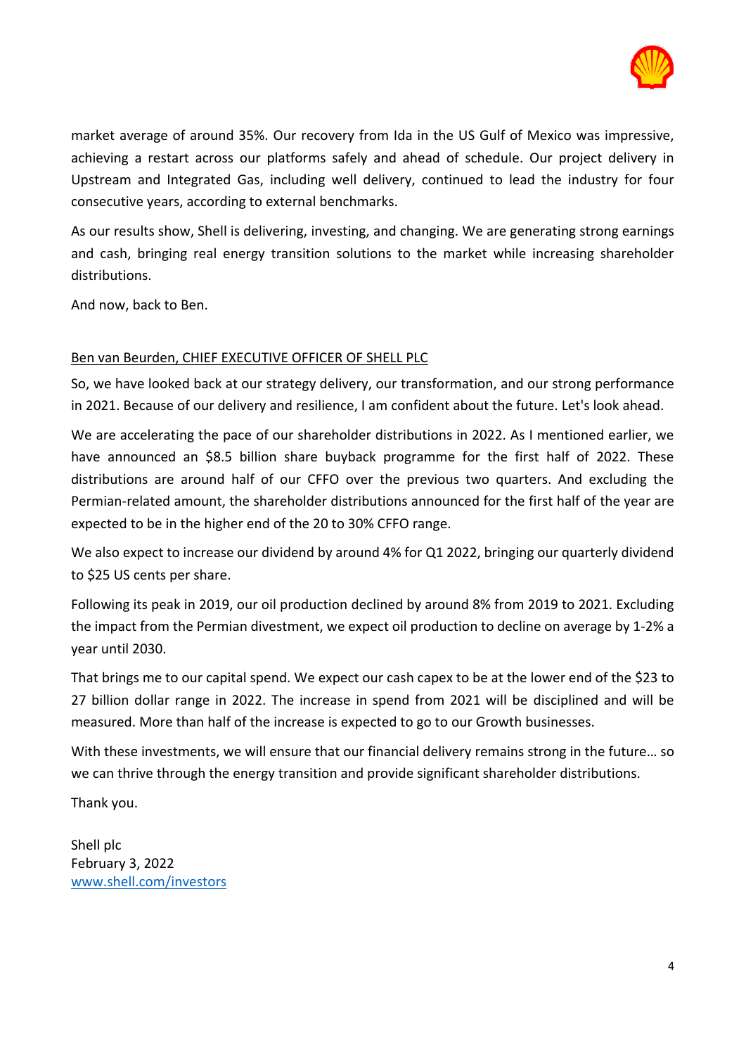market average of around 35%. Our recovery from Ida in the US Gulf of Mexico was impressive, achieving a restart across our platforms safely and ahead of schedule. Our project delivery in Upstream and Integrated Gas, including well delivery, continued to lead the industry for four consecutive years, according to external benchmarks.

As our results show, Shell is delivering, investing, and changing. We are generating strong earnings and cash, bringing real energy transition solutions to the market while increasing shareholder distributions.

And now, back to Ben.

<u>Ben van Beurden, CHIEF EXECUTIVE OFFICER OF SHELL PLC</u>

So, we have looked back at our strategy delivery, our transformation, and our strong performance in 2021. Because of our delivery and resilience, I am confident about the future. Let's look ahead.

We are accelerating the pace of our shareholder distributions in 2022. As I mentioned earlier, we have announced an $8.5 billion share buyback programme for the first half of 2022. These distributions are around half of our CFFO over the previous two quarters. And excluding the Permian-related amount, the shareholder distributions announced for the first half of the year are expected to be in the higher end of the 20 to 30% CFFO range.

We also expect to increase our dividend by around 4% for Q1 2022, bringing our quarterly dividend to $25 US cents per share.

Following its peak in 2019, our oil production declined by around 8% from 2019 to 2021. Excluding the impact from the Permian divestment, we expect oil production to decline on average by 1-2% a year until 2030.

That brings me to our capital spend. We expect our cash capex to be at the lower end of the $23 to 27 billion dollar range in 2022. The increase in spend from 2021 will be disciplined and will be measured. More than half of the increase is expected to go to our Growth businesses.

With these investments, we will ensure that our financial delivery remains strong in the future… so we can thrive through the energy transition and provide significant shareholder distributions.

Thank you.

Shell plc
February 3, 2022
[www.shell.com/investors](www.shell.com/investors)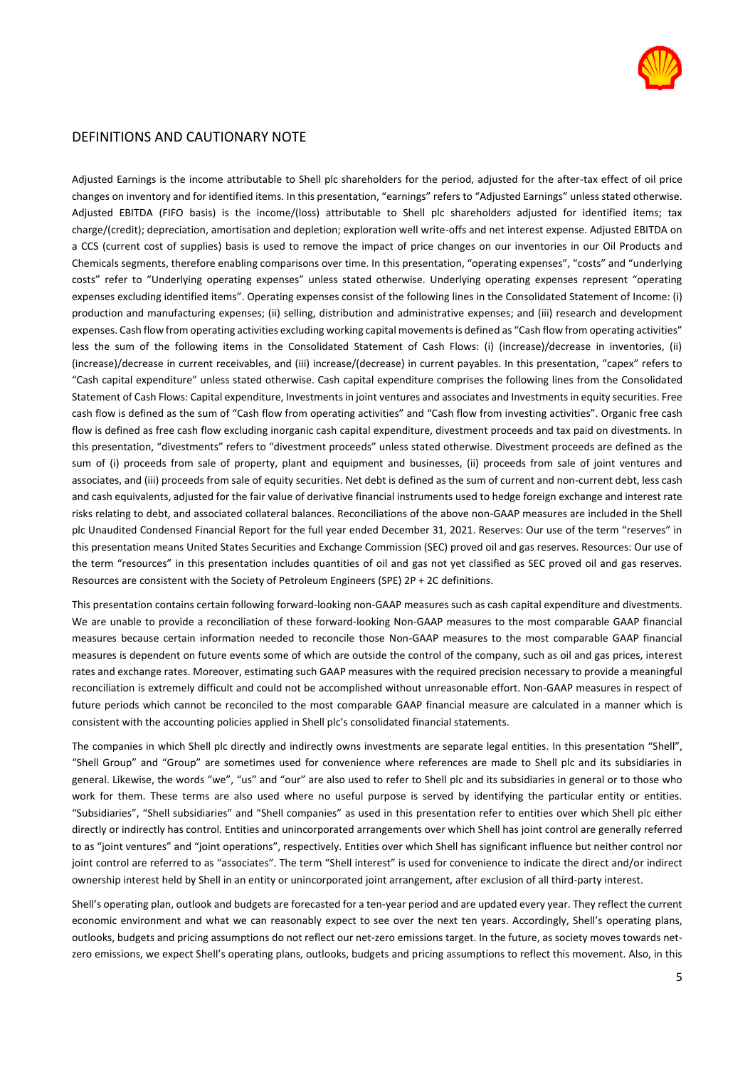## DEFINITIONS AND CAUTIONARY NOTE

Adjusted Earnings is the income attributable to Shell plc shareholders for the period, adjusted for the after-tax effect of oil price changes on inventory and for identified items. In this presentation, "earnings" refers to "Adjusted Earnings" unless stated otherwise. Adjusted EBITDA (FIFO basis) is the income/(loss) attributable to Shell plc shareholders adjusted for identified items; tax charge/(credit); depreciation, amortisation and depletion; exploration well write-offs and net interest expense. Adjusted EBITDA on a CCS (current cost of supplies) basis is used to remove the impact of price changes on our inventories in our Oil Products and Chemicals segments, therefore enabling comparisons over time. In this presentation, "operating expenses", "costs" and "underlying costs" refer to "Underlying operating expenses" unless stated otherwise. Underlying operating expenses represent "operating expenses excluding identified items". Operating expenses consist of the following lines in the Consolidated Statement of Income: (i) production and manufacturing expenses; (ii) selling, distribution and administrative expenses; and (iii) research and development expenses. Cash flow from operating activities excluding working capital movements is defined as "Cash flow from operating activities" less the sum of the following items in the Consolidated Statement of Cash Flows: (i) (increase)/decrease in inventories, (ii) (increase)/decrease in current receivables, and (iii) increase/(decrease) in current payables. In this presentation, "capex" refers to "Cash capital expenditure" unless stated otherwise. Cash capital expenditure comprises the following lines from the Consolidated Statement of Cash Flows: Capital expenditure, Investments in joint ventures and associates and Investments in equity securities. Free cash flow is defined as the sum of "Cash flow from operating activities" and "Cash flow from investing activities". Organic free cash flow is defined as free cash flow excluding inorganic cash capital expenditure, divestment proceeds and tax paid on divestments. In this presentation, "divestments" refers to "divestment proceeds" unless stated otherwise. Divestment proceeds are defined as the sum of (i) proceeds from sale of property, plant and equipment and businesses, (ii) proceeds from sale of joint ventures and associates, and (iii) proceeds from sale of equity securities. Net debt is defined as the sum of current and non-current debt, less cash and cash equivalents, adjusted for the fair value of derivative financial instruments used to hedge foreign exchange and interest rate risks relating to debt, and associated collateral balances. Reconciliations of the above non-GAAP measures are included in the Shell plc Unaudited Condensed Financial Report for the full year ended December 31, 2021. Reserves: Our use of the term "reserves" in this presentation means United States Securities and Exchange Commission (SEC) proved oil and gas reserves. Resources: Our use of the term "resources" in this presentation includes quantities of oil and gas not yet classified as SEC proved oil and gas reserves. Resources are consistent with the Society of Petroleum Engineers (SPE) 2P + 2C definitions.

This presentation contains certain following forward-looking non-GAAP measures such as cash capital expenditure and divestments. We are unable to provide a reconciliation of these forward-looking Non-GAAP measures to the most comparable GAAP financial measures because certain information needed to reconcile those Non-GAAP measures to the most comparable GAAP financial measures is dependent on future events some of which are outside the control of the company, such as oil and gas prices, interest rates and exchange rates. Moreover, estimating such GAAP measures with the required precision necessary to provide a meaningful reconciliation is extremely difficult and could not be accomplished without unreasonable effort. Non-GAAP measures in respect of future periods which cannot be reconciled to the most comparable GAAP financial measure are calculated in a manner which is consistent with the accounting policies applied in Shell plc's consolidated financial statements.

The companies in which Shell plc directly and indirectly owns investments are separate legal entities. In this presentation "Shell", "Shell Group" and "Group" are sometimes used for convenience where references are made to Shell plc and its subsidiaries in general. Likewise, the words "we", "us" and "our" are also used to refer to Shell plc and its subsidiaries in general or to those who work for them. These terms are also used where no useful purpose is served by identifying the particular entity or entities. "Subsidiaries", "Shell subsidiaries" and "Shell companies" as used in this presentation refer to entities over which Shell plc either directly or indirectly has control. Entities and unincorporated arrangements over which Shell has joint control are generally referred to as "joint ventures" and "joint operations", respectively. Entities over which Shell has significant influence but neither control nor joint control are referred to as "associates". The term "Shell interest" is used for convenience to indicate the direct and/or indirect ownership interest held by Shell in an entity or unincorporated joint arrangement, after exclusion of all third-party interest.

Shell's operating plan, outlook and budgets are forecasted for a ten-year period and are updated every year. They reflect the current economic environment and what we can reasonably expect to see over the next ten years. Accordingly, Shell's operating plans, outlooks, budgets and pricing assumptions do not reflect our net-zero emissions target. In the future, as society moves towards net-zero emissions, we expect Shell's operating plans, outlooks, budgets and pricing assumptions to reflect this movement. Also, in this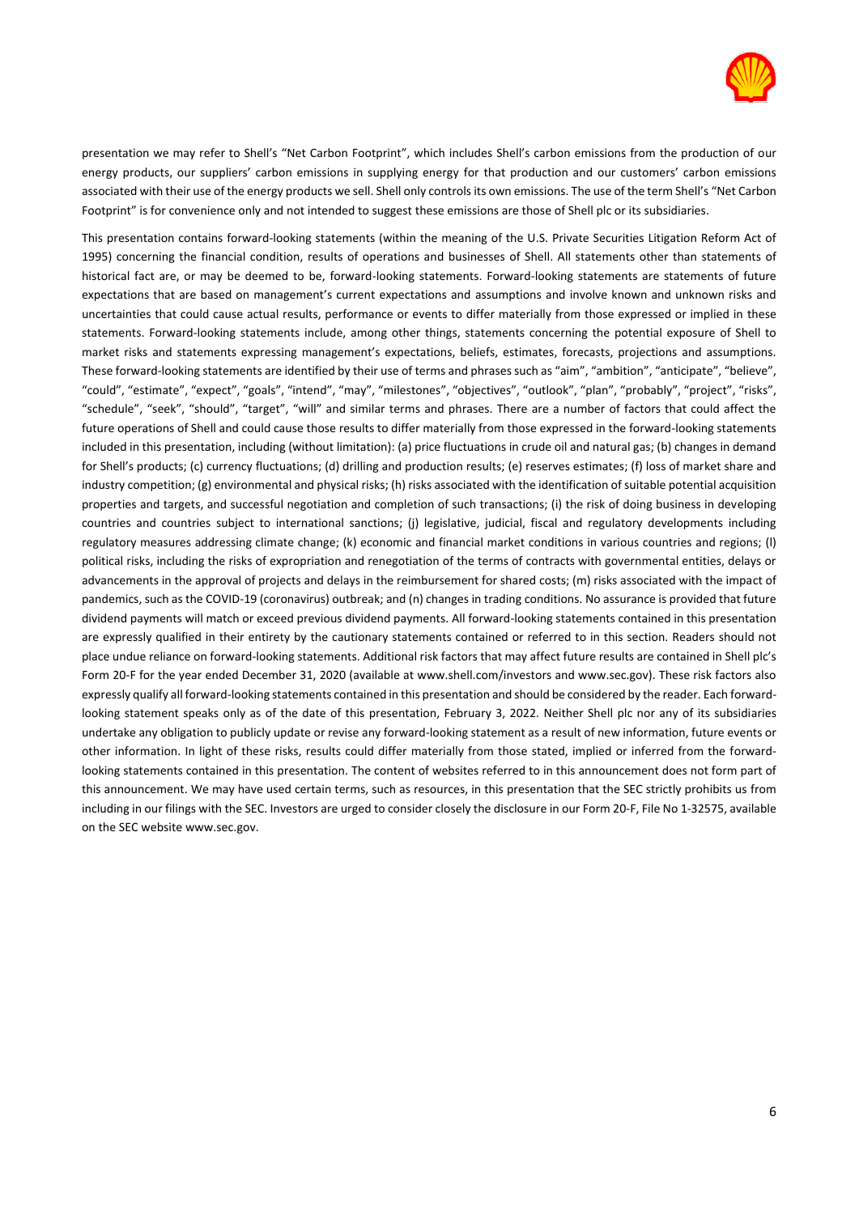presentation we may refer to Shell's "Net Carbon Footprint", which includes Shell's carbon emissions from the production of our energy products, our suppliers' carbon emissions in supplying energy for that production and our customers' carbon emissions associated with their use of the energy products we sell. Shell only controls its own emissions. The use of the term Shell's "Net Carbon Footprint" is for convenience only and not intended to suggest these emissions are those of Shell plc or its subsidiaries.

This presentation contains forward-looking statements (within the meaning of the U.S. Private Securities Litigation Reform Act of 1995) concerning the financial condition, results of operations and businesses of Shell. All statements other than statements of historical fact are, or may be deemed to be, forward-looking statements. Forward-looking statements are statements of future expectations that are based on management's current expectations and assumptions and involve known and unknown risks and uncertainties that could cause actual results, performance or events to differ materially from those expressed or implied in these statements. Forward-looking statements include, among other things, statements concerning the potential exposure of Shell to market risks and statements expressing management's expectations, beliefs, estimates, forecasts, projections and assumptions. These forward-looking statements are identified by their use of terms and phrases such as "aim", "ambition", "anticipate", "believe", "could", "estimate", "expect", "goals", "intend", "may", "milestones", "objectives", "outlook", "plan", "probably", "project", "risks", "schedule", "seek", "should", "target", "will" and similar terms and phrases. There are a number of factors that could affect the future operations of Shell and could cause those results to differ materially from those expressed in the forward-looking statements included in this presentation, including (without limitation): (a) price fluctuations in crude oil and natural gas; (b) changes in demand for Shell's products; (c) currency fluctuations; (d) drilling and production results; (e) reserves estimates; (f) loss of market share and industry competition; (g) environmental and physical risks; (h) risks associated with the identification of suitable potential acquisition properties and targets, and successful negotiation and completion of such transactions; (i) the risk of doing business in developing countries and countries subject to international sanctions; (j) legislative, judicial, fiscal and regulatory developments including regulatory measures addressing climate change; (k) economic and financial market conditions in various countries and regions; (l) political risks, including the risks of expropriation and renegotiation of the terms of contracts with governmental entities, delays or advancements in the approval of projects and delays in the reimbursement for shared costs; (m) risks associated with the impact of pandemics, such as the COVID-19 (coronavirus) outbreak; and (n) changes in trading conditions. No assurance is provided that future dividend payments will match or exceed previous dividend payments. All forward-looking statements contained in this presentation are expressly qualified in their entirety by the cautionary statements contained or referred to in this section. Readers should not place undue reliance on forward-looking statements. Additional risk factors that may affect future results are contained in Shell plc's Form 20-F for the year ended December 31, 2020 (available at www.shell.com/investors and www.sec.gov). These risk factors also expressly qualify all forward-looking statements contained in this presentation and should be considered by the reader. Each forward-looking statement speaks only as of the date of this presentation, February 3, 2022. Neither Shell plc nor any of its subsidiaries undertake any obligation to publicly update or revise any forward-looking statement as a result of new information, future events or other information. In light of these risks, results could differ materially from those stated, implied or inferred from the forward-looking statements contained in this presentation. The content of websites referred to in this announcement does not form part of this announcement. We may have used certain terms, such as resources, in this presentation that the SEC strictly prohibits us from including in our filings with the SEC. Investors are urged to consider closely the disclosure in our Form 20-F, File No 1-32575, available on the SEC website www.sec.gov.